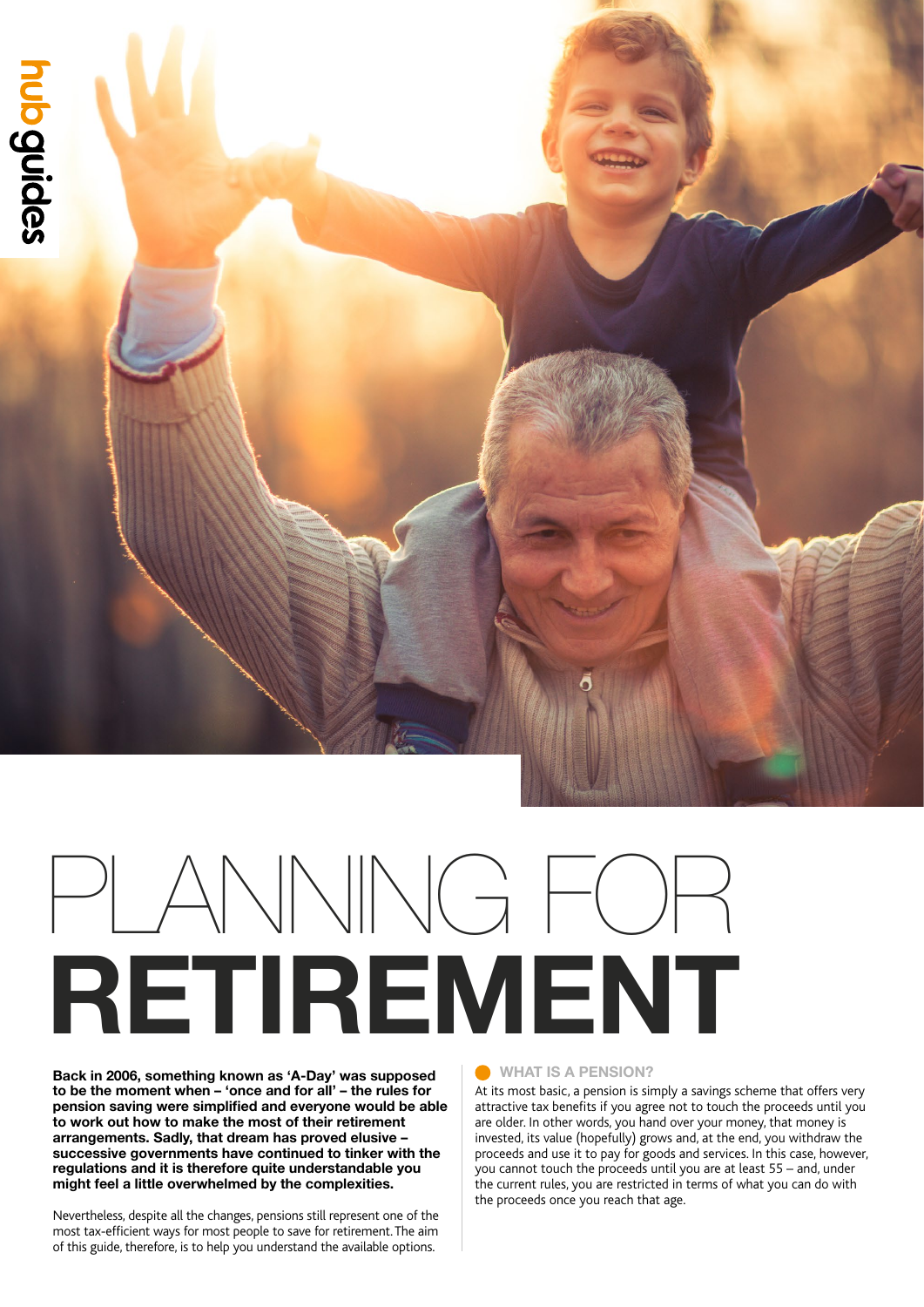hub guides

# PLANNING FOR RETIREMENT

**Back in 2006, something known as 'A-Day' was supposed to be the moment when – 'once and for all' – the rules for pension saving were simplified and everyone would be able to work out how to make the most of their retirement arrangements. Sadly, that dream has proved elusive – successive governments have continued to tinker with the regulations and it is therefore quite understandable you might feel a little overwhelmed by the complexities.**

Nevertheless, despite all the changes, pensions still represent one of the most tax-efficient ways for most people to save for retirement. The aim of this guide, therefore, is to help you understand the available options.

## WHAT IS A PENSION?

At its most basic, a pension is simply a savings scheme that offers very attractive tax benefits if you agree not to touch the proceeds until you are older. In other words, you hand over your money, that money is invested, its value (hopefully) grows and, at the end, you withdraw the proceeds and use it to pay for goods and services. In this case, however, you cannot touch the proceeds until you are at least 55 – and, under the current rules, you are restricted in terms of what you can do with the proceeds once you reach that age.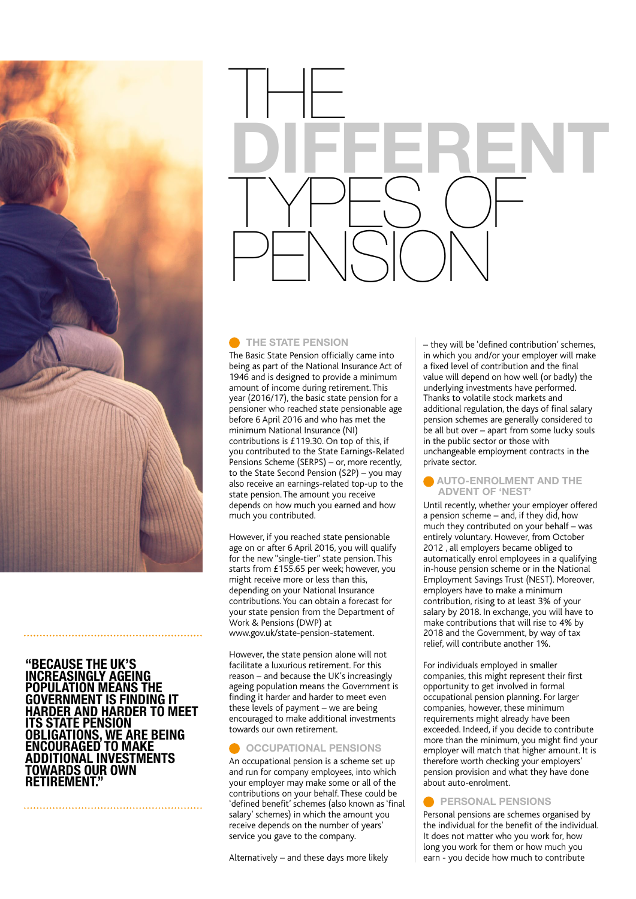# THE DIFFERENT TYPES OF PENSION

**"BECAUSE THE UK'S INCREASINGLY AGEING POPULATION MEANS THE GOVERNMENT IS FINDING IT HARDER AND HARDER TO MEET ITS STATE PENSION OBLIGATIONS, WE ARE BEING ENCOURAGED TO MAKE ADDITIONAL INVESTMENTS TOWARDS OUR OWN RETIREMENT."**

## THE STATE PENSION

The Basic State Pension officially came into being as part of the National Insurance Act of 1946 and is designed to provide a minimum amount of income during retirement. This year (2016/17), the basic state pension for a pensioner who reached state pensionable age before 6 April 2016 and who has met the minimum National Insurance (NI) contributions is £119.30. On top of this, if you contributed to the State Earnings-Related Pensions Scheme (SERPS) – or, more recently, to the State Second Pension (S2P) – you may also receive an earnings-related top-up to the state pension. The amount you receive depends on how much you earned and how much you contributed.

However, if you reached state pensionable age on or after 6 April 2016, you will qualify for the new "single-tier" state pension. This starts from £155.65 per week; however, you might receive more or less than this, depending on your National Insurance contributions. You can obtain a forecast for your state pension from the Department of Work & Pensions (DWP) at www.gov.uk/state-pension-statement.

However, the state pension alone will not facilitate a luxurious retirement. For this reason – and because the UK's increasingly ageing population means the Government is finding it harder and harder to meet even these levels of payment – we are being encouraged to make additional investments towards our own retirement.

## OCCUPATIONAL PENSIONS

An occupational pension is a scheme set up and run for company employees, into which your employer may make some or all of the contributions on your behalf. These could be 'defined benefit' schemes (also known as 'final salary' schemes) in which the amount you receive depends on the number of years' service you gave to the company.

Alternatively – and these days more likely – they will be 'defined contribution' schemes, in which you and/or your employer will make a fixed level of contribution and the final value will depend on how well (or badly) the underlying investments have performed. Thanks to volatile stock markets and additional regulation, the days of final salary pension schemes are generally considered to be all but over – apart from some lucky souls in the public sector or those with unchangeable employment contracts in the private sector.

## AUTO-ENROLMENT AND THE ADVENT OF 'NEST'

Until recently, whether your employer offered a pension scheme – and, if they did, how much they contributed on your behalf – was entirely voluntary. However, from October 2012 , all employers became obliged to automatically enrol employees in a qualifying in-house pension scheme or in the National Employment Savings Trust (NEST). Moreover, employers have to make a minimum contribution, rising to at least 3% of your salary by 2018. In exchange, you will have to make contributions that will rise to 4% by 2018 and the Government, by way of tax relief, will contribute another 1%.

For individuals employed in smaller companies, this might represent their first opportunity to get involved in formal occupational pension planning. For larger companies, however, these minimum requirements might already have been exceeded. Indeed, if you decide to contribute more than the minimum, you might find your employer will match that higher amount. It is therefore worth checking your employers' pension provision and what they have done about auto-enrolment.

## PERSONAL PENSIONS

Personal pensions are schemes organised by the individual for the benefit of the individual. It does not matter who you work for, how long you work for them or how much you earn - you decide how much to contribute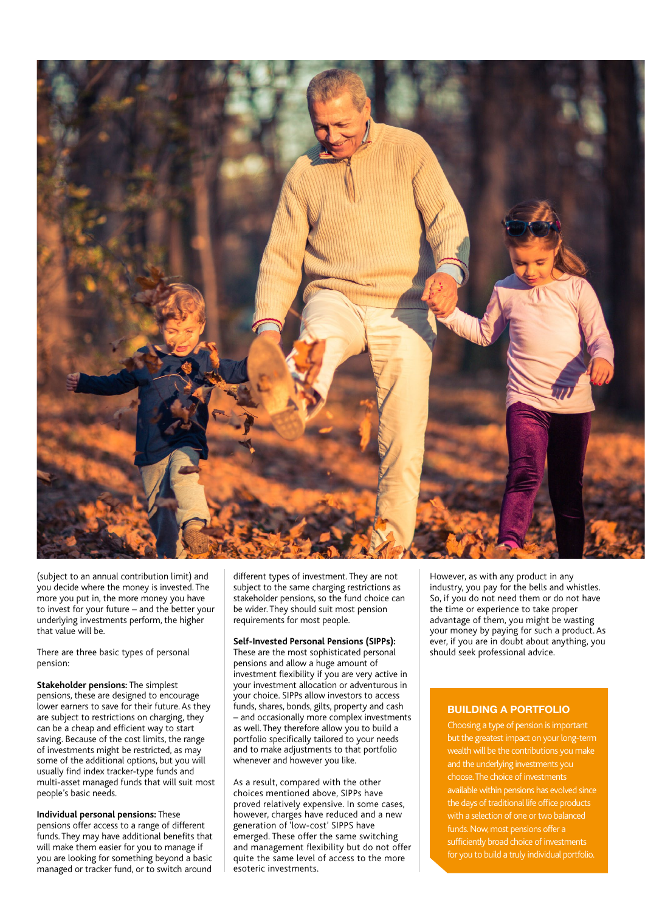(subject to an annual contribution limit) and you decide where the money is invested. The more you put in, the more money you have to invest for your future – and the better your underlying investments perform, the higher that value will be.

There are three basic types of personal pension:

**Stakeholder pensions:** The simplest pensions, these are designed to encourage lower earners to save for their future. As they are subject to restrictions on charging, they can be a cheap and efficient way to start saving. Because of the cost limits, the range of investments might be restricted, as may some of the additional options, but you will usually find index tracker-type funds and multi-asset managed funds that will suit most people's basic needs.

**Individual personal pensions:** These pensions offer access to a range of different funds. They may have additional benefits that will make them easier for you to manage if you are looking for something beyond a basic managed or tracker fund, or to switch around different types of investment. They are not subject to the same charging restrictions as stakeholder pensions, so the fund choice can be wider. They should suit most pension requirements for most people.

**Self-Invested Personal Pensions (SIPPs):** These are the most sophisticated personal pensions and allow a huge amount of investment flexibility if you are very active in your investment allocation or adventurous in your choice. SIPPs allow investors to access funds, shares, bonds, gilts, property and cash – and occasionally more complex investments as well. They therefore allow you to build a portfolio specifically tailored to your needs and to make adjustments to that portfolio whenever and however you like.

As a result, compared with the other choices mentioned above, SIPPs have proved relatively expensive. In some cases, however, charges have reduced and a new generation of 'low-cost' SIPPS have emerged. These offer the same switching and management flexibility but do not offer quite the same level of access to the more esoteric investments.

However, as with any product in any industry, you pay for the bells and whistles. So, if you do not need them or do not have the time or experience to take proper advantage of them, you might be wasting your money by paying for such a product. As ever, if you are in doubt about anything, you should seek professional advice.

## BUILDING A PORTFOLIO

Choosing a type of pension is important but the greatest impact on your long-term wealth will be the contributions you make and the underlying investments you choose. The choice of investments available within pensions has evolved since the days of traditional life office products with a selection of one or two balanced funds. Now, most pensions offer a sufficiently broad choice of investments for you to build a truly individual portfolio.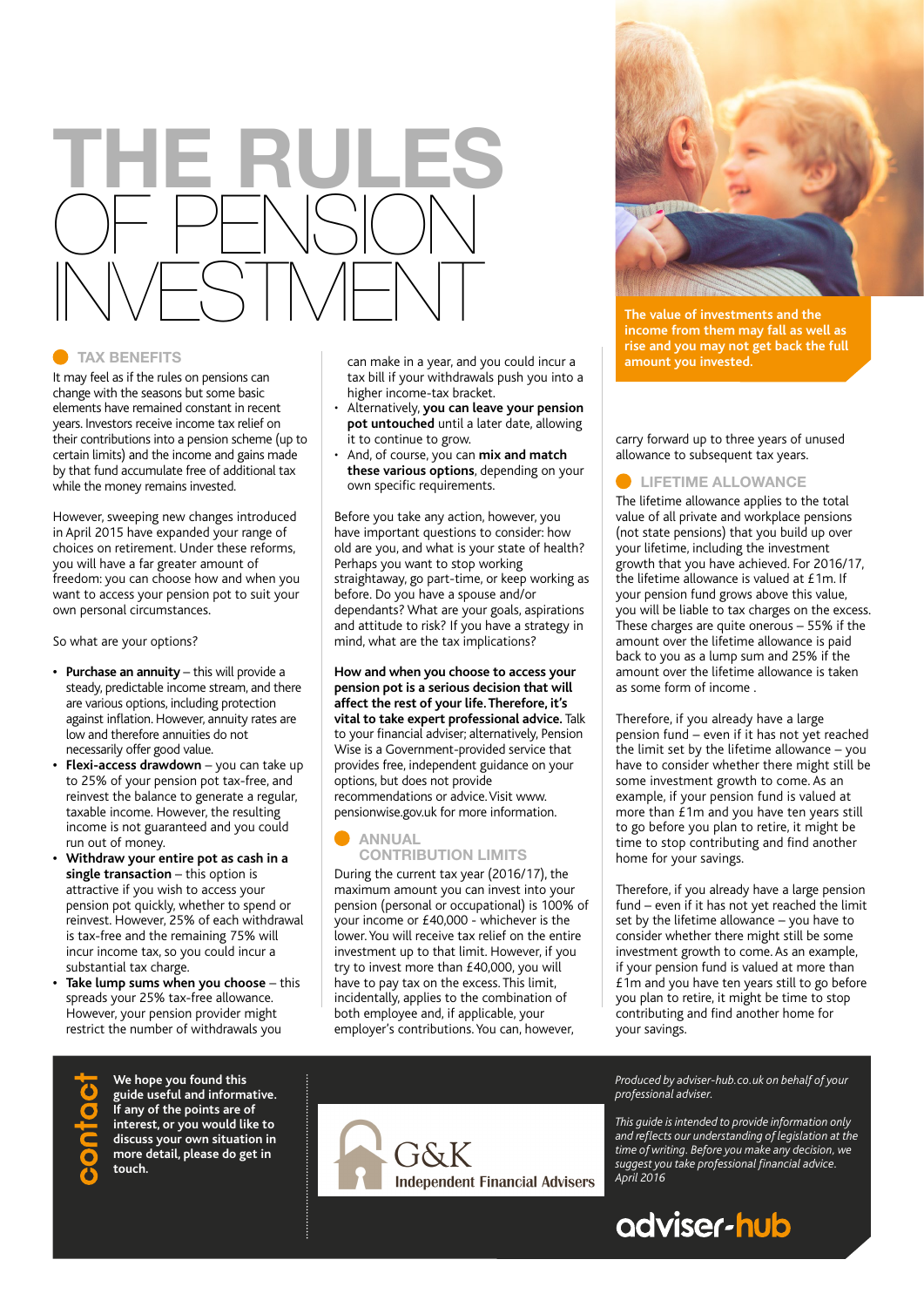# THE RULES OF PENSION INVESTMENT

## TAX BENEFITS

It may feel as if the rules on pensions can change with the seasons but some basic elements have remained constant in recent years. Investors receive income tax relief on their contributions into a pension scheme (up to certain limits) and the income and gains made by that fund accumulate free of additional tax while the money remains invested.

However, sweeping new changes introduced in April 2015 have expanded your range of choices on retirement. Under these reforms, you will have a far greater amount of freedom: you can choose how and when you want to access your pension pot to suit your own personal circumstances.

So what are your options?

- **Purchase an annuity** – this will provide a steady, predictable income stream, and there are various options, including protection against inflation. However, annuity rates are low and therefore annuities do not necessarily offer good value.
- **Flexi-access drawdown** – you can take up to 25% of your pension pot tax-free, and reinvest the balance to generate a regular, taxable income. However, the resulting income is not guaranteed and you could run out of money.
- **Withdraw your entire pot as cash in a single transaction** – this option is attractive if you wish to access your pension pot quickly, either to spend or reinvest. However, 25% of each withdrawal is tax-free and the remaining 75% will incur income tax, so you could incur a substantial tax charge.
- **Take lump sums when you choose** – this spreads your 25% tax-free allowance. However, your pension provider might restrict the number of withdrawals you can make in a year, and you could incur a tax bill if your withdrawals push you into a higher income-tax bracket.
- Alternatively, **you can leave your pension pot untouched** until a later date, allowing it to continue to grow.
- And, of course, you can **mix and match these various options**, depending on your own specific requirements.

Before you take any action, however, you have important questions to consider: how old are you, and what is your state of health? Perhaps you want to stop working straightaway, go part-time, or keep working as before. Do you have a spouse and/or dependants? What are your goals, aspirations and attitude to risk? If you have a strategy in mind, what are the tax implications?

**How and when you choose to access your pension pot is a serious decision that will affect the rest of your life. Therefore, it's vital to take expert professional advice.** Talk to your financial adviser; alternatively, Pension Wise is a Government-provided service that provides free, independent guidance on your options, but does not provide recommendations or advice. Visit www.pensionwise.gov.uk for more information.

## ANNUAL CONTRIBUTION LIMITS

During the current tax year (2016/17), the maximum amount you can invest into your pension (personal or occupational) is 100% of your income or £40,000 - whichever is the lower. You will receive tax relief on the entire investment up to that limit. However, if you try to invest more than £40,000, you will have to pay tax on the excess. This limit, incidentally, applies to the combination of both employee and, if applicable, your employer's contributions. You can, however, carry forward up to three years of unused allowance to subsequent tax years.

**The value of investments and the income from them may fall as well as rise and you may not get back the full amount you invested.**

## LIFETIME ALLOWANCE

The lifetime allowance applies to the total value of all private and workplace pensions (not state pensions) that you build up over your lifetime, including the investment growth that you have achieved. For 2016/17, the lifetime allowance is valued at £1m. If your pension fund grows above this value, you will be liable to tax charges on the excess. These charges are quite onerous – 55% if the amount over the lifetime allowance is paid back to you as a lump sum and 25% if the amount over the lifetime allowance is taken as some form of income .

Therefore, if you already have a large pension fund – even if it has not yet reached the limit set by the lifetime allowance – you have to consider whether there might still be some investment growth to come. As an example, if your pension fund is valued at more than £1m and you have ten years still to go before you plan to retire, it might be time to stop contributing and find another home for your savings.

Therefore, if you already have a large pension fund – even if it has not yet reached the limit set by the lifetime allowance – you have to consider whether there might still be some investment growth to come. As an example, if your pension fund is valued at more than £1m and you have ten years still to go before you plan to retire, it might be time to stop contributing and find another home for your savings.

---

**contact**

**We hope you found this guide useful and informative. If any of the points are of interest, or you would like to discuss your own situation in more detail, please do get in touch.**

G&K Independent Financial Advisers

*Produced by adviser-hub.co.uk on behalf of your professional adviser.*

*This guide is intended to provide information only and reflects our understanding of legislation at the time of writing. Before you make any decision, we suggest you take professional financial advice. April 2016*

adviser-hub